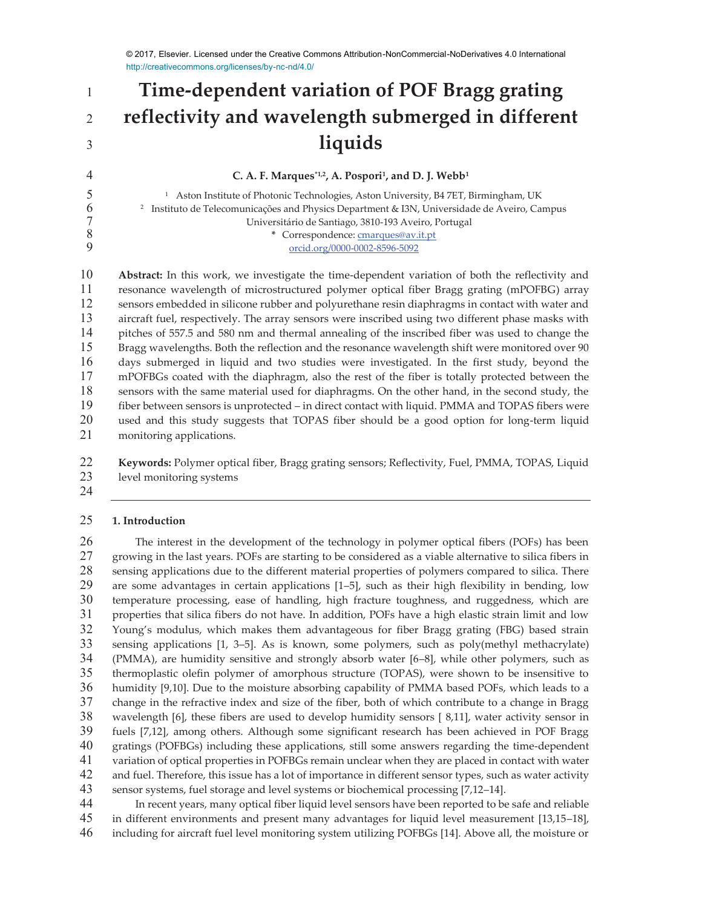© 2017, Elsevier. Licensed under the Creative Commons Attribution-NonCommercial-NoDerivatives 4.0 International
http://creativecommons.org/licenses/by-nc-nd/4.0/

# Time-dependent variation of POF Bragg grating reflectivity and wavelength submerged in different liquids

**C. A. F. Marques*[1,2], A. Pospori[1], and D. J. Webb[1]**

[1] Aston Institute of Photonic Technologies, Aston University, B4 7ET, Birmingham, UK
[2] Instituto de Telecomunicações and Physics Department & I3N, Universidade de Aveiro, Campus Universitário de Santiago, 3810-193 Aveiro, Portugal
\* Correspondence: cmarques@av.it.pt
orcid.org/0000-0002-8596-5092

**Abstract:** In this work, we investigate the time-dependent variation of both the reflectivity and resonance wavelength of microstructured polymer optical fiber Bragg grating (mPOFBG) array sensors embedded in silicone rubber and polyurethane resin diaphragms in contact with water and aircraft fuel, respectively. The array sensors were inscribed using two different phase masks with pitches of 557.5 and 580 nm and thermal annealing of the inscribed fiber was used to change the Bragg wavelengths. Both the reflection and the resonance wavelength shift were monitored over 90 days submerged in liquid and two studies were investigated. In the first study, beyond the mPOFBGs coated with the diaphragm, also the rest of the fiber is totally protected between the sensors with the same material used for diaphragms. On the other hand, in the second study, the fiber between sensors is unprotected – in direct contact with liquid. PMMA and TOPAS fibers were used and this study suggests that TOPAS fiber should be a good option for long-term liquid monitoring applications.

**Keywords:** Polymer optical fiber, Bragg grating sensors; Reflectivity, Fuel, PMMA, TOPAS, Liquid level monitoring systems

---

## 1. Introduction

The interest in the development of the technology in polymer optical fibers (POFs) has been growing in the last years. POFs are starting to be considered as a viable alternative to silica fibers in sensing applications due to the different material properties of polymers compared to silica. There are some advantages in certain applications [1–5], such as their high flexibility in bending, low temperature processing, ease of handling, high fracture toughness, and ruggedness, which are properties that silica fibers do not have. In addition, POFs have a high elastic strain limit and low Young's modulus, which makes them advantageous for fiber Bragg grating (FBG) based strain sensing applications [1, 3–5]. As is known, some polymers, such as poly(methyl methacrylate) (PMMA), are humidity sensitive and strongly absorb water [6–8], while other polymers, such as thermoplastic olefin polymer of amorphous structure (TOPAS), were shown to be insensitive to humidity [9,10]. Due to the moisture absorbing capability of PMMA based POFs, which leads to a change in the refractive index and size of the fiber, both of which contribute to a change in Bragg wavelength [6], these fibers are used to develop humidity sensors [ 8,11], water activity sensor in fuels [7,12], among others. Although some significant research has been achieved in POF Bragg gratings (POFBGs) including these applications, still some answers regarding the time-dependent variation of optical properties in POFBGs remain unclear when they are placed in contact with water and fuel. Therefore, this issue has a lot of importance in different sensor types, such as water activity sensor systems, fuel storage and level systems or biochemical processing [7,12–14].

In recent years, many optical fiber liquid level sensors have been reported to be safe and reliable in different environments and present many advantages for liquid level measurement [13,15–18], including for aircraft fuel level monitoring system utilizing POFBGs [14]. Above all, the moisture or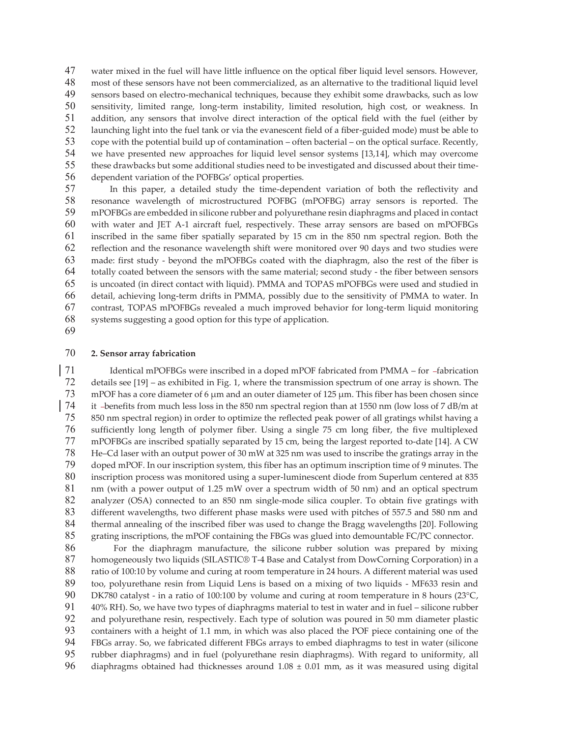water mixed in the fuel will have little influence on the optical fiber liquid level sensors. However, most of these sensors have not been commercialized, as an alternative to the traditional liquid level sensors based on electro-mechanical techniques, because they exhibit some drawbacks, such as low sensitivity, limited range, long-term instability, limited resolution, high cost, or weakness. In addition, any sensors that involve direct interaction of the optical field with the fuel (either by launching light into the fuel tank or via the evanescent field of a fiber-guided mode) must be able to cope with the potential build up of contamination – often bacterial – on the optical surface. Recently, we have presented new approaches for liquid level sensor systems [13,14], which may overcome these drawbacks but some additional studies need to be investigated and discussed about their time-dependent variation of the POFBGs' optical properties.

In this paper, a detailed study the time-dependent variation of both the reflectivity and resonance wavelength of microstructured POFBG (mPOFBG) array sensors is reported. The mPOFBGs are embedded in silicone rubber and polyurethane resin diaphragms and placed in contact with water and JET A-1 aircraft fuel, respectively. These array sensors are based on mPOFBGs inscribed in the same fiber spatially separated by 15 cm in the 850 nm spectral region. Both the reflection and the resonance wavelength shift were monitored over 90 days and two studies were made: first study - beyond the mPOFBGs coated with the diaphragm, also the rest of the fiber is totally coated between the sensors with the same material; second study - the fiber between sensors is uncoated (in direct contact with liquid). PMMA and TOPAS mPOFBGs were used and studied in detail, achieving long-term drifts in PMMA, possibly due to the sensitivity of PMMA to water. In contrast, TOPAS mPOFBGs revealed a much improved behavior for long-term liquid monitoring systems suggesting a good option for this type of application.

## 2. Sensor array fabrication

Identical mPOFBGs were inscribed in a doped mPOF fabricated from PMMA – for fabrication details see [19] – as exhibited in Fig. 1, where the transmission spectrum of one array is shown. The mPOF has a core diameter of 6 μm and an outer diameter of 125 μm. This fiber has been chosen since it benefits from much less loss in the 850 nm spectral region than at 1550 nm (low loss of 7 dB/m at 850 nm spectral region) in order to optimize the reflected peak power of all gratings whilst having a sufficiently long length of polymer fiber. Using a single 75 cm long fiber, the five multiplexed mPOFBGs are inscribed spatially separated by 15 cm, being the largest reported to-date [14]. A CW He–Cd laser with an output power of 30 mW at 325 nm was used to inscribe the gratings array in the doped mPOF. In our inscription system, this fiber has an optimum inscription time of 9 minutes. The inscription process was monitored using a super-luminescent diode from Superlum centered at 835 nm (with a power output of 1.25 mW over a spectrum width of 50 nm) and an optical spectrum analyzer (OSA) connected to an 850 nm single-mode silica coupler. To obtain five gratings with different wavelengths, two different phase masks were used with pitches of 557.5 and 580 nm and thermal annealing of the inscribed fiber was used to change the Bragg wavelengths [20]. Following grating inscriptions, the mPOF containing the FBGs was glued into demountable FC/PC connector.

For the diaphragm manufacture, the silicone rubber solution was prepared by mixing homogeneously two liquids (SILASTIC® T-4 Base and Catalyst from DowCorning Corporation) in a ratio of 100:10 by volume and curing at room temperature in 24 hours. A different material was used too, polyurethane resin from Liquid Lens is based on a mixing of two liquids - MF633 resin and DK780 catalyst - in a ratio of 100:100 by volume and curing at room temperature in 8 hours (23°C, 40% RH). So, we have two types of diaphragms material to test in water and in fuel – silicone rubber and polyurethane resin, respectively. Each type of solution was poured in 50 mm diameter plastic containers with a height of 1.1 mm, in which was also placed the POF piece containing one of the FBGs array. So, we fabricated different FBGs arrays to embed diaphragms to test in water (silicone rubber diaphragms) and in fuel (polyurethane resin diaphragms). With regard to uniformity, all diaphragms obtained had thicknesses around 1.08 ± 0.01 mm, as it was measured using digital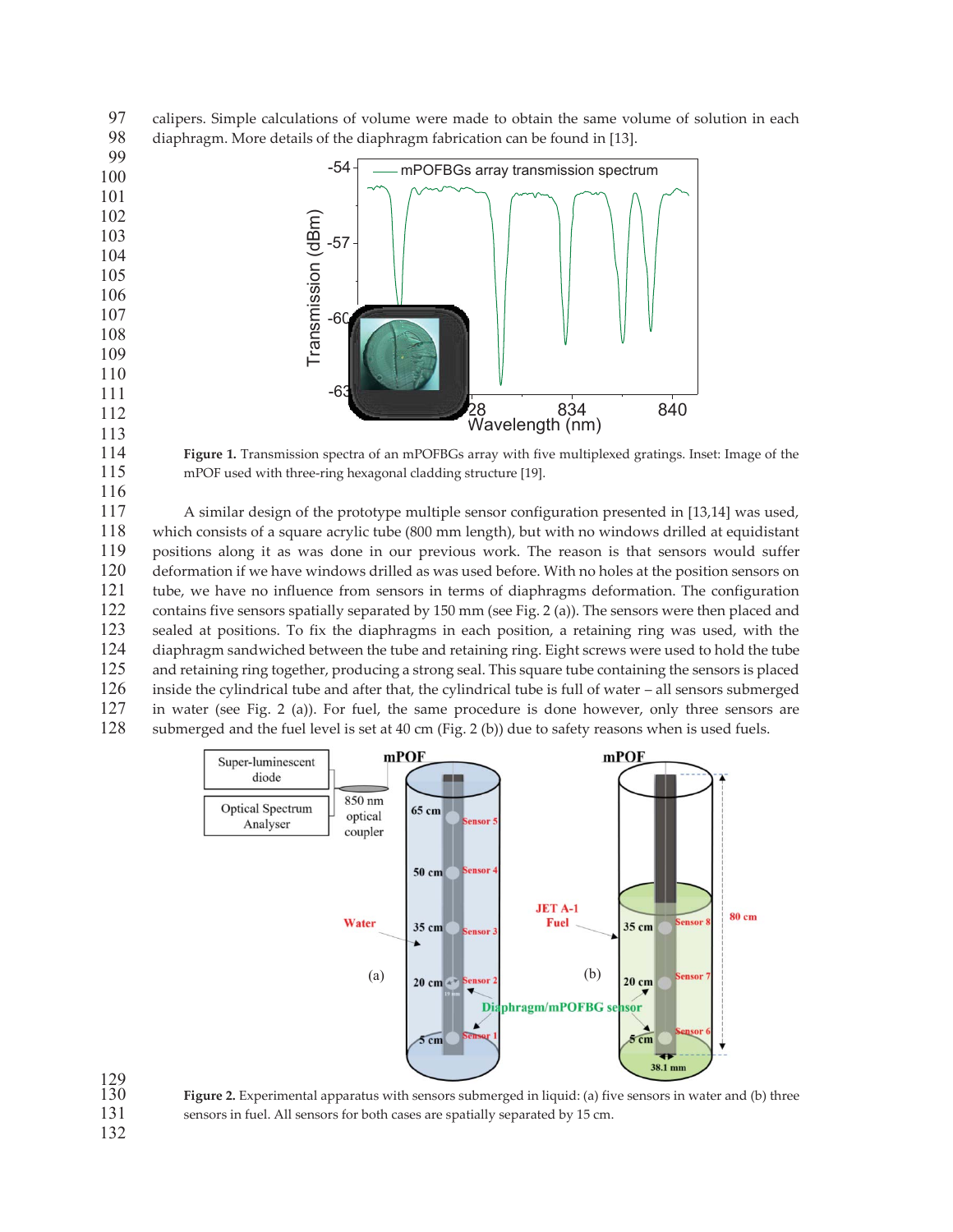calipers. Simple calculations of volume were made to obtain the same volume of solution in each diaphragm. More details of the diaphragm fabrication can be found in [13].

**Figure 1.** Transmission spectra of an mPOFBGs array with five multiplexed gratings. Inset: Image of the mPOF used with three-ring hexagonal cladding structure [19].

A similar design of the prototype multiple sensor configuration presented in [13,14] was used, which consists of a square acrylic tube (800 mm length), but with no windows drilled at equidistant positions along it as was done in our previous work. The reason is that sensors would suffer deformation if we have windows drilled as was used before. With no holes at the position sensors on tube, we have no influence from sensors in terms of diaphragms deformation. The configuration contains five sensors spatially separated by 150 mm (see Fig. 2 (a)). The sensors were then placed and sealed at positions. To fix the diaphragms in each position, a retaining ring was used, with the diaphragm sandwiched between the tube and retaining ring. Eight screws were used to hold the tube and retaining ring together, producing a strong seal. This square tube containing the sensors is placed inside the cylindrical tube and after that, the cylindrical tube is full of water – all sensors submerged in water (see Fig. 2 (a)). For fuel, the same procedure is done however, only three sensors are submerged and the fuel level is set at 40 cm (Fig. 2 (b)) due to safety reasons when is used fuels.

**Figure 2.** Experimental apparatus with sensors submerged in liquid: (a) five sensors in water and (b) three sensors in fuel. All sensors for both cases are spatially separated by 15 cm.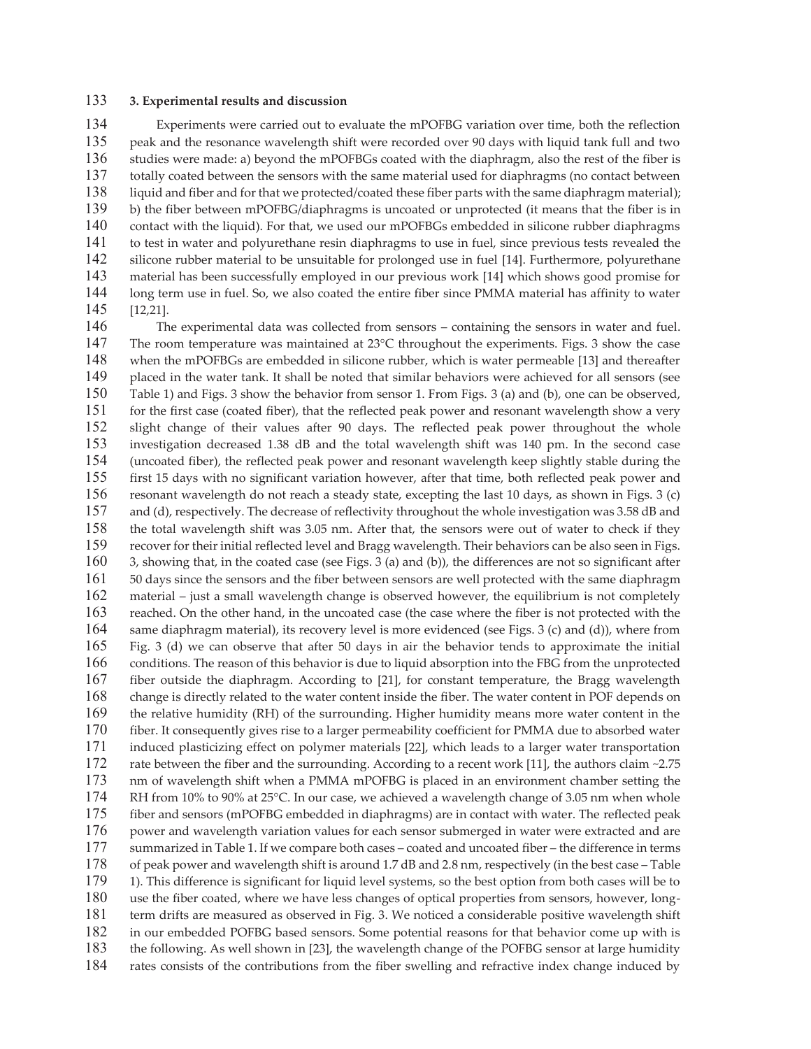### 3. Experimental results and discussion

Experiments were carried out to evaluate the mPOFBG variation over time, both the reflection peak and the resonance wavelength shift were recorded over 90 days with liquid tank full and two studies were made: a) beyond the mPOFBGs coated with the diaphragm, also the rest of the fiber is totally coated between the sensors with the same material used for diaphragms (no contact between liquid and fiber and for that we protected/coated these fiber parts with the same diaphragm material); b) the fiber between mPOFBG/diaphragms is uncoated or unprotected (it means that the fiber is in contact with the liquid). For that, we used our mPOFBGs embedded in silicone rubber diaphragms to test in water and polyurethane resin diaphragms to use in fuel, since previous tests revealed the silicone rubber material to be unsuitable for prolonged use in fuel [14]. Furthermore, polyurethane material has been successfully employed in our previous work [14] which shows good promise for long term use in fuel. So, we also coated the entire fiber since PMMA material has affinity to water [12,21].

The experimental data was collected from sensors – containing the sensors in water and fuel. The room temperature was maintained at 23°C throughout the experiments. Figs. 3 show the case when the mPOFBGs are embedded in silicone rubber, which is water permeable [13] and thereafter placed in the water tank. It shall be noted that similar behaviors were achieved for all sensors (see Table 1) and Figs. 3 show the behavior from sensor 1. From Figs. 3 (a) and (b), one can be observed, for the first case (coated fiber), that the reflected peak power and resonant wavelength show a very slight change of their values after 90 days. The reflected peak power throughout the whole investigation decreased 1.38 dB and the total wavelength shift was 140 pm. In the second case (uncoated fiber), the reflected peak power and resonant wavelength keep slightly stable during the first 15 days with no significant variation however, after that time, both reflected peak power and resonant wavelength do not reach a steady state, excepting the last 10 days, as shown in Figs. 3 (c) and (d), respectively. The decrease of reflectivity throughout the whole investigation was 3.58 dB and the total wavelength shift was 3.05 nm. After that, the sensors were out of water to check if they recover for their initial reflected level and Bragg wavelength. Their behaviors can be also seen in Figs. 3, showing that, in the coated case (see Figs. 3 (a) and (b)), the differences are not so significant after 50 days since the sensors and the fiber between sensors are well protected with the same diaphragm material – just a small wavelength change is observed however, the equilibrium is not completely reached. On the other hand, in the uncoated case (the case where the fiber is not protected with the same diaphragm material), its recovery level is more evidenced (see Figs. 3 (c) and (d)), where from Fig. 3 (d) we can observe that after 50 days in air the behavior tends to approximate the initial conditions. The reason of this behavior is due to liquid absorption into the FBG from the unprotected fiber outside the diaphragm. According to [21], for constant temperature, the Bragg wavelength change is directly related to the water content inside the fiber. The water content in POF depends on the relative humidity (RH) of the surrounding. Higher humidity means more water content in the fiber. It consequently gives rise to a larger permeability coefficient for PMMA due to absorbed water induced plasticizing effect on polymer materials [22], which leads to a larger water transportation rate between the fiber and the surrounding. According to a recent work [11], the authors claim ~2.75 nm of wavelength shift when a PMMA mPOFBG is placed in an environment chamber setting the RH from 10% to 90% at 25°C. In our case, we achieved a wavelength change of 3.05 nm when whole fiber and sensors (mPOFBG embedded in diaphragms) are in contact with water. The reflected peak power and wavelength variation values for each sensor submerged in water were extracted and are summarized in Table 1. If we compare both cases – coated and uncoated fiber – the difference in terms of peak power and wavelength shift is around 1.7 dB and 2.8 nm, respectively (in the best case – Table 1). This difference is significant for liquid level systems, so the best option from both cases will be to use the fiber coated, where we have less changes of optical properties from sensors, however, long-term drifts are measured as observed in Fig. 3. We noticed a considerable positive wavelength shift in our embedded POFBG based sensors. Some potential reasons for that behavior come up with is the following. As well shown in [23], the wavelength change of the POFBG sensor at large humidity rates consists of the contributions from the fiber swelling and refractive index change induced by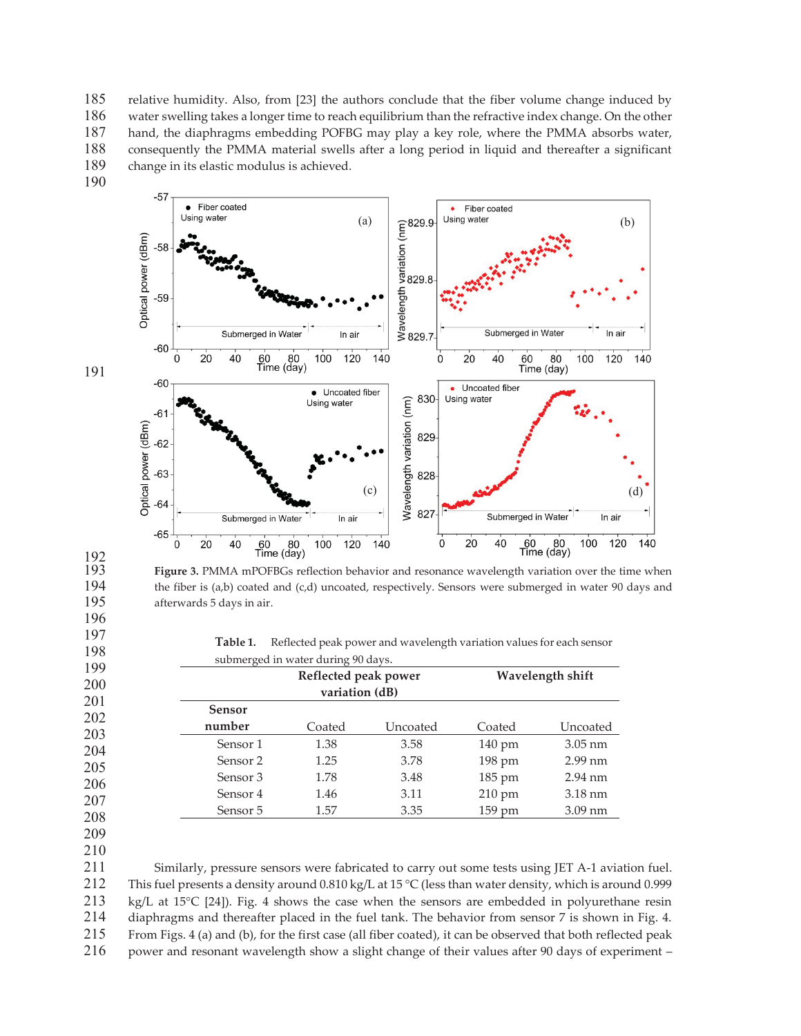relative humidity. Also, from [23] the authors conclude that the fiber volume change induced by water swelling takes a longer time to reach equilibrium than the refractive index change. On the other hand, the diaphragms embedding POFBG may play a key role, where the PMMA absorbs water, consequently the PMMA material swells after a long period in liquid and thereafter a significant change in its elastic modulus is achieved.

**Figure 3.** PMMA mPOFBGs reflection behavior and resonance wavelength variation over the time when the fiber is (a,b) coated and (c,d) uncoated, respectively. Sensors were submerged in water 90 days and afterwards 5 days in air.

**Table 1.** Reflected peak power and wavelength variation values for each sensor submerged in water during 90 days.

| Sensor number | Reflected peak power variation (dB) | | Wavelength shift | |
|---|---|---|---|---|
| | Coated | Uncoated | Coated | Uncoated |
| Sensor 1 | 1.38 | 3.58 | 140 pm | 3.05 nm |
| Sensor 2 | 1.25 | 3.78 | 198 pm | 2.99 nm |
| Sensor 3 | 1.78 | 3.48 | 185 pm | 2.94 nm |
| Sensor 4 | 1.46 | 3.11 | 210 pm | 3.18 nm |
| Sensor 5 | 1.57 | 3.35 | 159 pm | 3.09 nm |

Similarly, pressure sensors were fabricated to carry out some tests using JET A-1 aviation fuel. This fuel presents a density around 0.810 kg/L at 15 °C (less than water density, which is around 0.999 kg/L at 15°C [24]). Fig. 4 shows the case when the sensors are embedded in polyurethane resin diaphragms and thereafter placed in the fuel tank. The behavior from sensor 7 is shown in Fig. 4. From Figs. 4 (a) and (b), for the first case (all fiber coated), it can be observed that both reflected peak power and resonant wavelength show a slight change of their values after 90 days of experiment –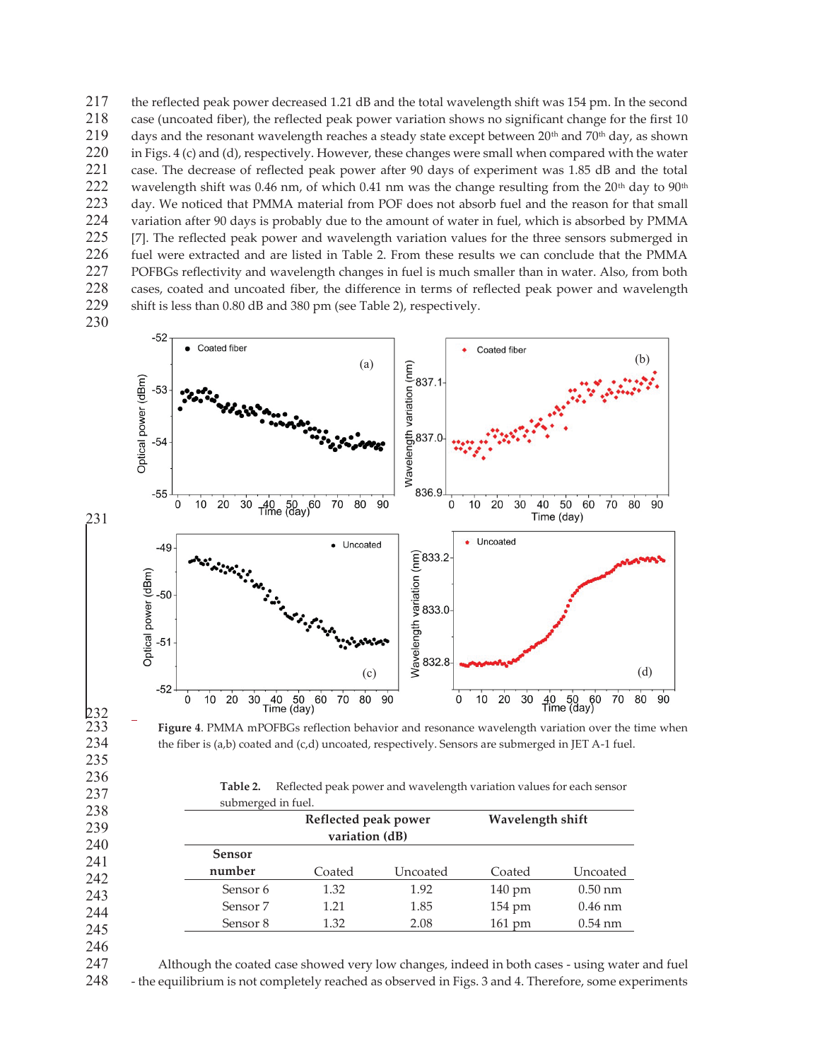the reflected peak power decreased 1.21 dB and the total wavelength shift was 154 pm. In the second case (uncoated fiber), the reflected peak power variation shows no significant change for the first 10 days and the resonant wavelength reaches a steady state except between 20th and 70th day, as shown in Figs. 4 (c) and (d), respectively. However, these changes were small when compared with the water case. The decrease of reflected peak power after 90 days of experiment was 1.85 dB and the total wavelength shift was 0.46 nm, of which 0.41 nm was the change resulting from the 20th day to 90th day. We noticed that PMMA material from POF does not absorb fuel and the reason for that small variation after 90 days is probably due to the amount of water in fuel, which is absorbed by PMMA [7]. The reflected peak power and wavelength variation values for the three sensors submerged in fuel were extracted and are listed in Table 2. From these results we can conclude that the PMMA POFBGs reflectivity and wavelength changes in fuel is much smaller than in water. Also, from both cases, coated and uncoated fiber, the difference in terms of reflected peak power and wavelength shift is less than 0.80 dB and 380 pm (see Table 2), respectively.

**Figure 4**. PMMA mPOFBGs reflection behavior and resonance wavelength variation over the time when the fiber is (a,b) coated and (c,d) uncoated, respectively. Sensors are submerged in JET A-1 fuel.

**Table 2.** Reflected peak power and wavelength variation values for each sensor submerged in fuel.

| Sensor number | Reflected peak power variation (dB) | | Wavelength shift | |
|---|---|---|---|---|
| | Coated | Uncoated | Coated | Uncoated |
| Sensor 6 | 1.32 | 1.92 | 140 pm | 0.50 nm |
| Sensor 7 | 1.21 | 1.85 | 154 pm | 0.46 nm |
| Sensor 8 | 1.32 | 2.08 | 161 pm | 0.54 nm |

Although the coated case showed very low changes, indeed in both cases - using water and fuel - the equilibrium is not completely reached as observed in Figs. 3 and 4. Therefore, some experiments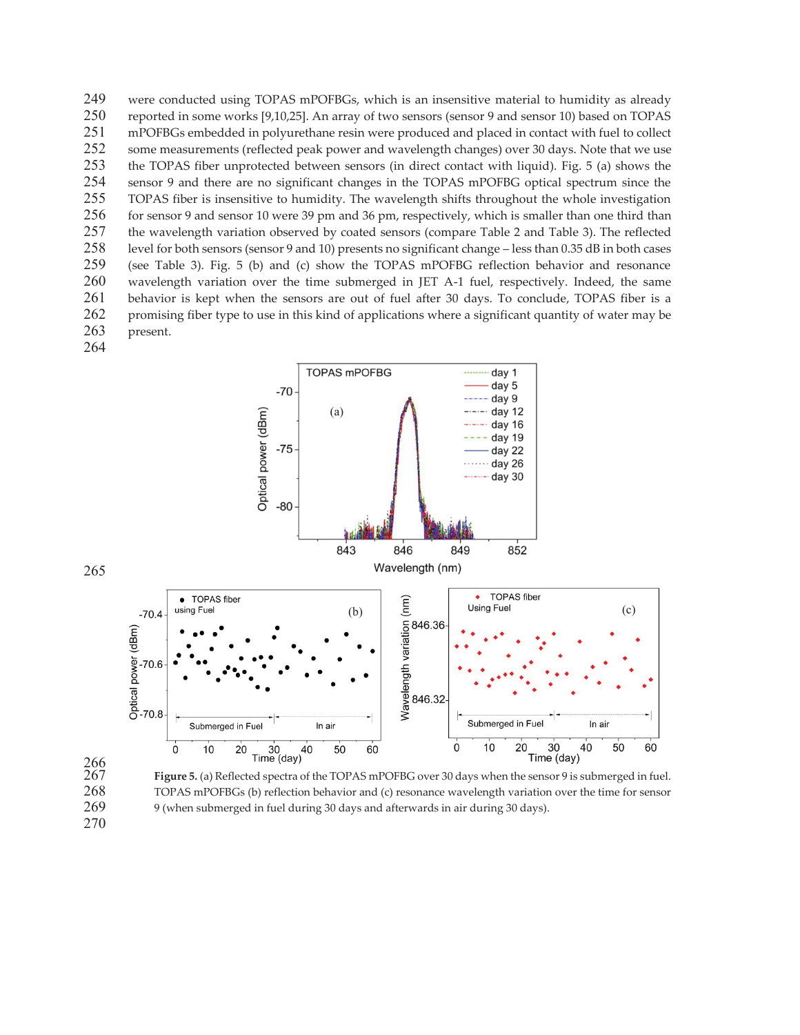were conducted using TOPAS mPOFBGs, which is an insensitive material to humidity as already reported in some works [9,10,25]. An array of two sensors (sensor 9 and sensor 10) based on TOPAS mPOFBGs embedded in polyurethane resin were produced and placed in contact with fuel to collect some measurements (reflected peak power and wavelength changes) over 30 days. Note that we use the TOPAS fiber unprotected between sensors (in direct contact with liquid). Fig. 5 (a) shows the sensor 9 and there are no significant changes in the TOPAS mPOFBG optical spectrum since the TOPAS fiber is insensitive to humidity. The wavelength shifts throughout the whole investigation for sensor 9 and sensor 10 were 39 pm and 36 pm, respectively, which is smaller than one third than the wavelength variation observed by coated sensors (compare Table 2 and Table 3). The reflected level for both sensors (sensor 9 and 10) presents no significant change – less than 0.35 dB in both cases (see Table 3). Fig. 5 (b) and (c) show the TOPAS mPOFBG reflection behavior and resonance wavelength variation over the time submerged in JET A-1 fuel, respectively. Indeed, the same behavior is kept when the sensors are out of fuel after 30 days. To conclude, TOPAS fiber is a promising fiber type to use in this kind of applications where a significant quantity of water may be present.

**Figure 5.** (a) Reflected spectra of the TOPAS mPOFBG over 30 days when the sensor 9 is submerged in fuel. TOPAS mPOFBGs (b) reflection behavior and (c) resonance wavelength variation over the time for sensor 9 (when submerged in fuel during 30 days and afterwards in air during 30 days).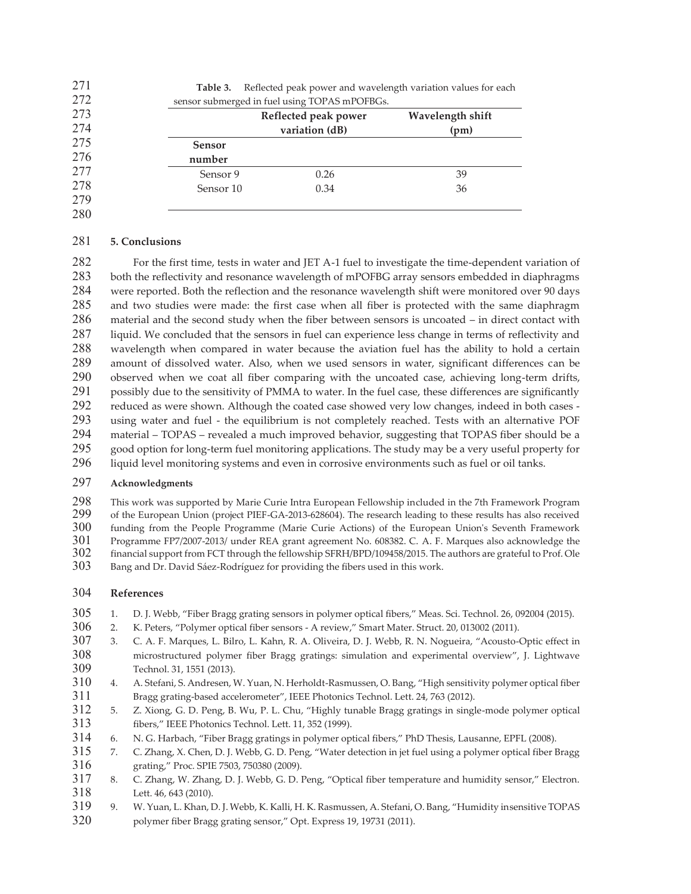**Table 3.** Reflected peak power and wavelength variation values for each sensor submerged in fuel using TOPAS mPOFBGs.

| Sensor number | Reflected peak power variation (dB) | Wavelength shift (pm) |
| --- | --- | --- |
| Sensor 9 | 0.26 | 39 |
| Sensor 10 | 0.34 | 36 |

## 5. Conclusions

For the first time, tests in water and JET A-1 fuel to investigate the time-dependent variation of both the reflectivity and resonance wavelength of mPOFBG array sensors embedded in diaphragms were reported. Both the reflection and the resonance wavelength shift were monitored over 90 days and two studies were made: the first case when all fiber is protected with the same diaphragm material and the second study when the fiber between sensors is uncoated – in direct contact with liquid. We concluded that the sensors in fuel can experience less change in terms of reflectivity and wavelength when compared in water because the aviation fuel has the ability to hold a certain amount of dissolved water. Also, when we used sensors in water, significant differences can be observed when we coat all fiber comparing with the uncoated case, achieving long-term drifts, possibly due to the sensitivity of PMMA to water. In the fuel case, these differences are significantly reduced as were shown. Although the coated case showed very low changes, indeed in both cases - using water and fuel - the equilibrium is not completely reached. Tests with an alternative POF material – TOPAS – revealed a much improved behavior, suggesting that TOPAS fiber should be a good option for long-term fuel monitoring applications. The study may be a very useful property for liquid level monitoring systems and even in corrosive environments such as fuel or oil tanks.

**Acknowledgments**

This work was supported by Marie Curie Intra European Fellowship included in the 7th Framework Program of the European Union (project PIEF-GA-2013-628604). The research leading to these results has also received funding from the People Programme (Marie Curie Actions) of the European Union's Seventh Framework Programme FP7/2007-2013/ under REA grant agreement No. 608382. C. A. F. Marques also acknowledge the financial support from FCT through the fellowship SFRH/BPD/109458/2015. The authors are grateful to Prof. Ole Bang and Dr. David Sáez-Rodríguez for providing the fibers used in this work.

## References

1. D. J. Webb, "Fiber Bragg grating sensors in polymer optical fibers," Meas. Sci. Technol. 26, 092004 (2015).
2. K. Peters, "Polymer optical fiber sensors - A review," Smart Mater. Struct. 20, 013002 (2011).
3. C. A. F. Marques, L. Bilro, L. Kahn, R. A. Oliveira, D. J. Webb, R. N. Nogueira, "Acousto-Optic effect in microstructured polymer fiber Bragg gratings: simulation and experimental overview", J. Lightwave Technol. 31, 1551 (2013).
4. A. Stefani, S. Andresen, W. Yuan, N. Herholdt-Rasmussen, O. Bang, "High sensitivity polymer optical fiber Bragg grating-based accelerometer", IEEE Photonics Technol. Lett. 24, 763 (2012).
5. Z. Xiong, G. D. Peng, B. Wu, P. L. Chu, "Highly tunable Bragg gratings in single-mode polymer optical fibers," IEEE Photonics Technol. Lett. 11, 352 (1999).
6. N. G. Harbach, "Fiber Bragg gratings in polymer optical fibers," PhD Thesis, Lausanne, EPFL (2008).
7. C. Zhang, X. Chen, D. J. Webb, G. D. Peng, "Water detection in jet fuel using a polymer optical fiber Bragg grating," Proc. SPIE 7503, 750380 (2009).
8. C. Zhang, W. Zhang, D. J. Webb, G. D. Peng, "Optical fiber temperature and humidity sensor," Electron. Lett. 46, 643 (2010).
9. W. Yuan, L. Khan, D. J. Webb, K. Kalli, H. K. Rasmussen, A. Stefani, O. Bang, "Humidity insensitive TOPAS polymer fiber Bragg grating sensor," Opt. Express 19, 19731 (2011).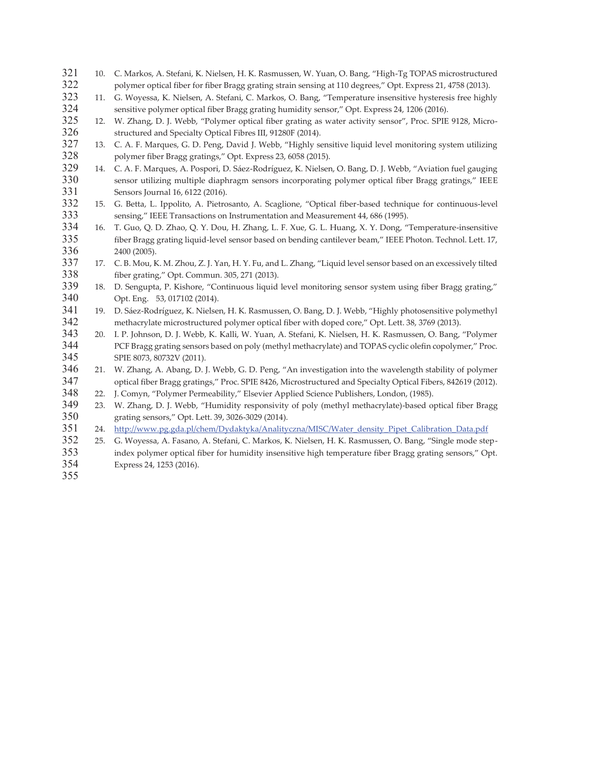10. C. Markos, A. Stefani, K. Nielsen, H. K. Rasmussen, W. Yuan, O. Bang, "High-Tg TOPAS microstructured polymer optical fiber for fiber Bragg grating strain sensing at 110 degrees," Opt. Express 21, 4758 (2013).
11. G. Woyessa, K. Nielsen, A. Stefani, C. Markos, O. Bang, "Temperature insensitive hysteresis free highly sensitive polymer optical fiber Bragg grating humidity sensor," Opt. Express 24, 1206 (2016).
12. W. Zhang, D. J. Webb, "Polymer optical fiber grating as water activity sensor", Proc. SPIE 9128, Micro-structured and Specialty Optical Fibres III, 91280F (2014).
13. C. A. F. Marques, G. D. Peng, David J. Webb, "Highly sensitive liquid level monitoring system utilizing polymer fiber Bragg gratings," Opt. Express 23, 6058 (2015).
14. C. A. F. Marques, A. Pospori, D. Sáez-Rodríguez, K. Nielsen, O. Bang, D. J. Webb, "Aviation fuel gauging sensor utilizing multiple diaphragm sensors incorporating polymer optical fiber Bragg gratings," IEEE Sensors Journal 16, 6122 (2016).
15. G. Betta, L. Ippolito, A. Pietrosanto, A. Scaglione, "Optical fiber-based technique for continuous-level sensing," IEEE Transactions on Instrumentation and Measurement 44, 686 (1995).
16. T. Guo, Q. D. Zhao, Q. Y. Dou, H. Zhang, L. F. Xue, G. L. Huang, X. Y. Dong, "Temperature-insensitive fiber Bragg grating liquid-level sensor based on bending cantilever beam," IEEE Photon. Technol. Lett. 17, 2400 (2005).
17. C. B. Mou, K. M. Zhou, Z. J. Yan, H. Y. Fu, and L. Zhang, "Liquid level sensor based on an excessively tilted fiber grating," Opt. Commun. 305, 271 (2013).
18. D. Sengupta, P. Kishore, "Continuous liquid level monitoring sensor system using fiber Bragg grating," Opt. Eng. 53, 017102 (2014).
19. D. Sáez-Rodríguez, K. Nielsen, H. K. Rasmussen, O. Bang, D. J. Webb, "Highly photosensitive polymethyl methacrylate microstructured polymer optical fiber with doped core," Opt. Lett. 38, 3769 (2013).
20. I. P. Johnson, D. J. Webb, K. Kalli, W. Yuan, A. Stefani, K. Nielsen, H. K. Rasmussen, O. Bang, "Polymer PCF Bragg grating sensors based on poly (methyl methacrylate) and TOPAS cyclic olefin copolymer," Proc. SPIE 8073, 80732V (2011).
21. W. Zhang, A. Abang, D. J. Webb, G. D. Peng, "An investigation into the wavelength stability of polymer optical fiber Bragg gratings," Proc. SPIE 8426, Microstructured and Specialty Optical Fibers, 842619 (2012).
22. J. Comyn, "Polymer Permeability," Elsevier Applied Science Publishers, London, (1985).
23. W. Zhang, D. J. Webb, "Humidity responsivity of poly (methyl methacrylate)-based optical fiber Bragg grating sensors," Opt. Lett. 39, 3026-3029 (2014).
24. http://www.pg.gda.pl/chem/Dydaktyka/Analityczna/MISC/Water_density_Pipet_Calibration_Data.pdf
25. G. Woyessa, A. Fasano, A. Stefani, C. Markos, K. Nielsen, H. K. Rasmussen, O. Bang, "Single mode step-index polymer optical fiber for humidity insensitive high temperature fiber Bragg grating sensors," Opt. Express 24, 1253 (2016).